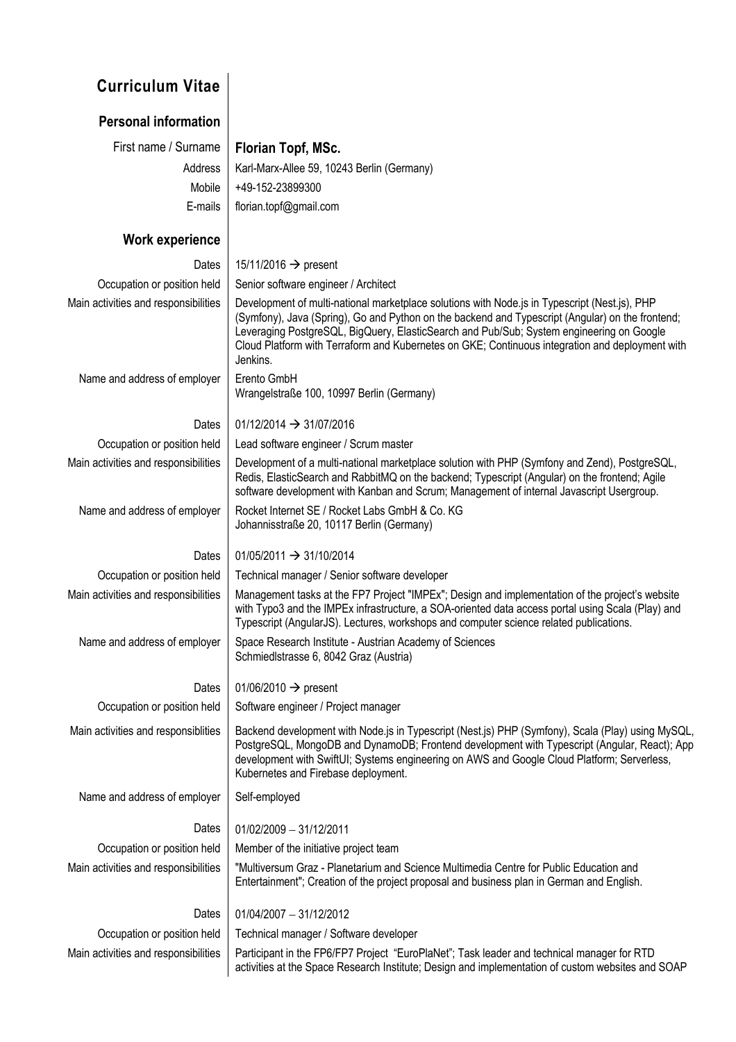# Curriculum Vitae

## Personal information

| | |
|---|---|
| First name / Surname | **Florian Topf, MSc.** |
| Address | Karl-Marx-Allee 59, 10243 Berlin (Germany) |
| Mobile | +49-152-23899300 |
| E-mails | florian.topf@gmail.com |

## Work experience

| | |
|---|---|
| Dates | 15/11/2016 → present |
| Occupation or position held | Senior software engineer / Architect |
| Main activities and responsibilities | Development of multi-national marketplace solutions with Node.js in Typescript (Nest.js), PHP (Symfony), Java (Spring), Go and Python on the backend and Typescript (Angular) on the frontend; Leveraging PostgreSQL, BigQuery, ElasticSearch and Pub/Sub; System engineering on Google Cloud Platform with Terraform and Kubernetes on GKE; Continuous integration and deployment with Jenkins. |
| Name and address of employer | Erento GmbH<br>Wrangelstraße 100, 10997 Berlin (Germany) |
| | |
| Dates | 01/12/2014 → 31/07/2016 |
| Occupation or position held | Lead software engineer / Scrum master |
| Main activities and responsibilities | Development of a multi-national marketplace solution with PHP (Symfony and Zend), PostgreSQL, Redis, ElasticSearch and RabbitMQ on the backend; Typescript (Angular) on the frontend; Agile software development with Kanban and Scrum; Management of internal Javascript Usergroup. |
| Name and address of employer | Rocket Internet SE / Rocket Labs GmbH & Co. KG<br>Johannisstraße 20, 10117 Berlin (Germany) |
| | |
| Dates | 01/05/2011 → 31/10/2014 |
| Occupation or position held | Technical manager / Senior software developer |
| Main activities and responsibilities | Management tasks at the FP7 Project "IMPEx"; Design and implementation of the project's website with Typo3 and the IMPEx infrastructure, a SOA-oriented data access portal using Scala (Play) and Typescript (AngularJS). Lectures, workshops and computer science related publications. |
| Name and address of employer | Space Research Institute - Austrian Academy of Sciences<br>Schmiedlstrasse 6, 8042 Graz (Austria) |
| | |
| Dates | 01/06/2010 → present |
| Occupation or position held | Software engineer / Project manager |
| Main activities and responsiblities | Backend development with Node.js in Typescript (Nest.js) PHP (Symfony), Scala (Play) using MySQL, PostgreSQL, MongoDB and DynamoDB; Frontend development with Typescript (Angular, React); App development with SwiftUI; Systems engineering on AWS and Google Cloud Platform; Serverless, Kubernetes and Firebase deployment. |
| Name and address of employer | Self-employed |
| | |
| Dates | 01/02/2009 – 31/12/2011 |
| Occupation or position held | Member of the initiative project team |
| Main activities and responsibilities | "Multiversum Graz - Planetarium and Science Multimedia Centre for Public Education and Entertainment"; Creation of the project proposal and business plan in German and English. |
| | |
| Dates | 01/04/2007 – 31/12/2012 |
| Occupation or position held | Technical manager / Software developer |
| Main activities and responsibilities | Participant in the FP6/FP7 Project "EuroPlaNet"; Task leader and technical manager for RTD activities at the Space Research Institute; Design and implementation of custom websites and SOAP |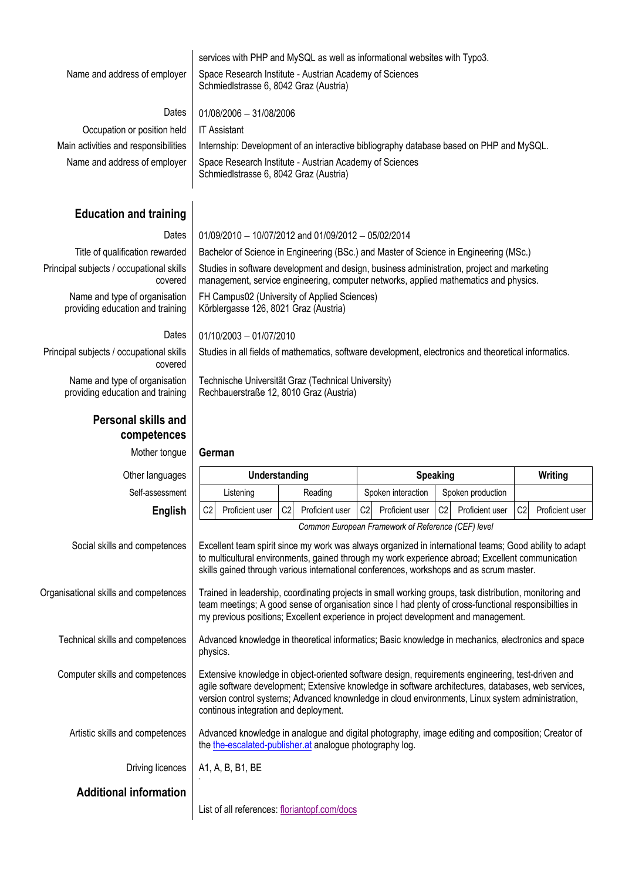services with PHP and MySQL as well as informational websites with Typo3.

**Name and address of employer:** Space Research Institute - Austrian Academy of Sciences
Schmiedlstrasse 6, 8042 Graz (Austria)

**Dates:** 01/08/2006 – 31/08/2006

**Occupation or position held:** IT Assistant

**Main activities and responsibilities:** Internship: Development of an interactive bibliography database based on PHP and MySQL.

**Name and address of employer:** Space Research Institute - Austrian Academy of Sciences
Schmiedlstrasse 6, 8042 Graz (Austria)

## Education and training

**Dates:** 01/09/2010 – 10/07/2012 and 01/09/2012 – 05/02/2014

**Title of qualification rewarded:** Bachelor of Science in Engineering (BSc.) and Master of Science in Engineering (MSc.)

**Principal subjects / occupational skills covered:** Studies in software development and design, business administration, project and marketing management, service engineering, computer networks, applied mathematics and physics.

**Name and type of organisation providing education and training:** FH Campus02 (University of Applied Sciences)
Körblergasse 126, 8021 Graz (Austria)

**Dates:** 01/10/2003 – 01/07/2010

**Principal subjects / occupational skills covered:** Studies in all fields of mathematics, software development, electronics and theoretical informatics.

**Name and type of organisation providing education and training:** Technische Universität Graz (Technical University)
Rechbauerstraße 12, 8010 Graz (Austria)

## Personal skills and competences

**Mother tongue:** **German**

**Other languages**

| Self-assessment | Understanding | | | | Speaking | | | | Writing | |
|---|---|---|---|---|---|---|---|---|---|---|
| | Listening | | Reading | | Spoken interaction | | Spoken production | | | |
| **English** | C2 | Proficient user | C2 | Proficient user | C2 | Proficient user | C2 | Proficient user | C2 | Proficient user |

*Common European Framework of Reference (CEF) level*

**Social skills and competences:** Excellent team spirit since my work was always organized in international teams; Good ability to adapt to multicultural environments, gained through my work experience abroad; Excellent communication skills gained through various international conferences, workshops and as scrum master.

**Organisational skills and competences:** Trained in leadership, coordinating projects in small working groups, task distribution, monitoring and team meetings; A good sense of organisation since I had plenty of cross-functional responsibilties in my previous positions; Excellent experience in project development and management.

**Technical skills and competences:** Advanced knowledge in theoretical informatics; Basic knowledge in mechanics, electronics and space physics.

**Computer skills and competences:** Extensive knowledge in object-oriented software design, requirements engineering, test-driven and agile software development; Extensive knowledge in software architectures, databases, web services, version control systems; Advanced knownledge in cloud environments, Linux system administration, continous integration and deployment.

**Artistic skills and competences:** Advanced knowledge in analogue and digital photography, image editing and composition; Creator of the [the-escalated-publisher.at](the-escalated-publisher.at) analogue photography log.

**Driving licences:** A1, A, B, B1, BE

## Additional information

List of all references: [floriantopf.com/docs](floriantopf.com/docs)